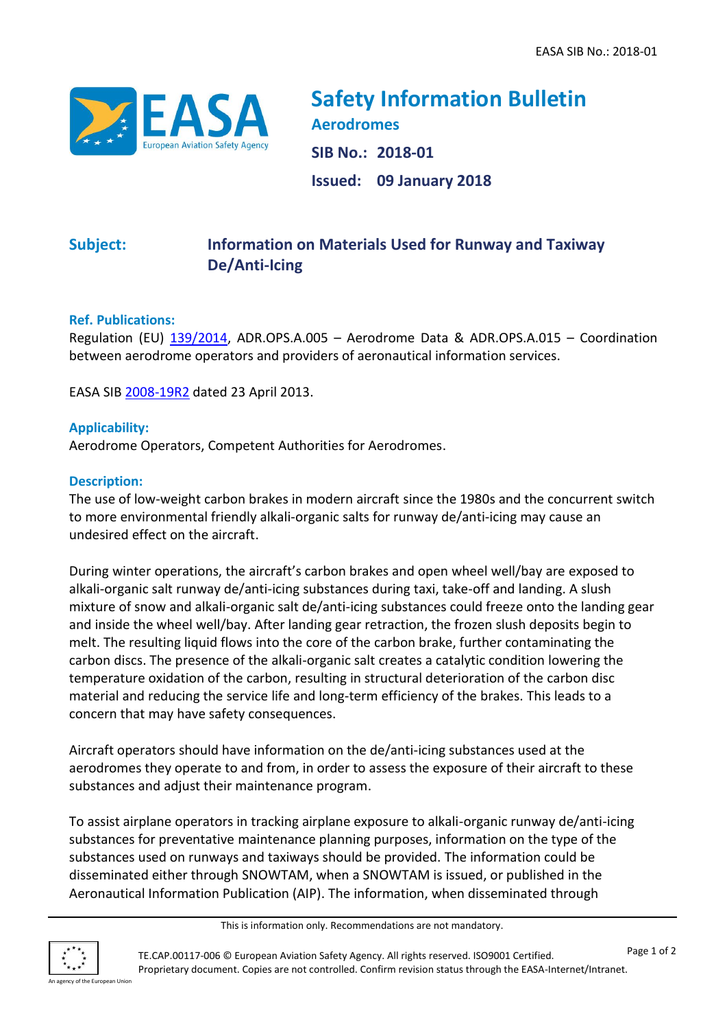# Safety Information Bulletin

## Aerodromes

**SIB No.: 2018-01**

**Issued: 09 January 2018**

**Subject:** **Information on Materials Used for Runway and Taxiway De/Anti-Icing**

**Ref. Publications:**

Regulation (EU) 139/2014, ADR.OPS.A.005 – Aerodrome Data & ADR.OPS.A.015 – Coordination between aerodrome operators and providers of aeronautical information services.

EASA SIB 2008-19R2 dated 23 April 2013.

**Applicability:**

Aerodrome Operators, Competent Authorities for Aerodromes.

**Description:**

The use of low-weight carbon brakes in modern aircraft since the 1980s and the concurrent switch to more environmental friendly alkali-organic salts for runway de/anti-icing may cause an undesired effect on the aircraft.

During winter operations, the aircraft's carbon brakes and open wheel well/bay are exposed to alkali-organic salt runway de/anti-icing substances during taxi, take-off and landing. A slush mixture of snow and alkali-organic salt de/anti-icing substances could freeze onto the landing gear and inside the wheel well/bay. After landing gear retraction, the frozen slush deposits begin to melt. The resulting liquid flows into the core of the carbon brake, further contaminating the carbon discs. The presence of the alkali-organic salt creates a catalytic condition lowering the temperature oxidation of the carbon, resulting in structural deterioration of the carbon disc material and reducing the service life and long-term efficiency of the brakes. This leads to a concern that may have safety consequences.

Aircraft operators should have information on the de/anti-icing substances used at the aerodromes they operate to and from, in order to assess the exposure of their aircraft to these substances and adjust their maintenance program.

To assist airplane operators in tracking airplane exposure to alkali-organic runway de/anti-icing substances for preventative maintenance planning purposes, information on the type of the substances used on runways and taxiways should be provided. The information could be disseminated either through SNOWTAM, when a SNOWTAM is issued, or published in the Aeronautical Information Publication (AIP). The information, when disseminated through

This is information only. Recommendations are not mandatory.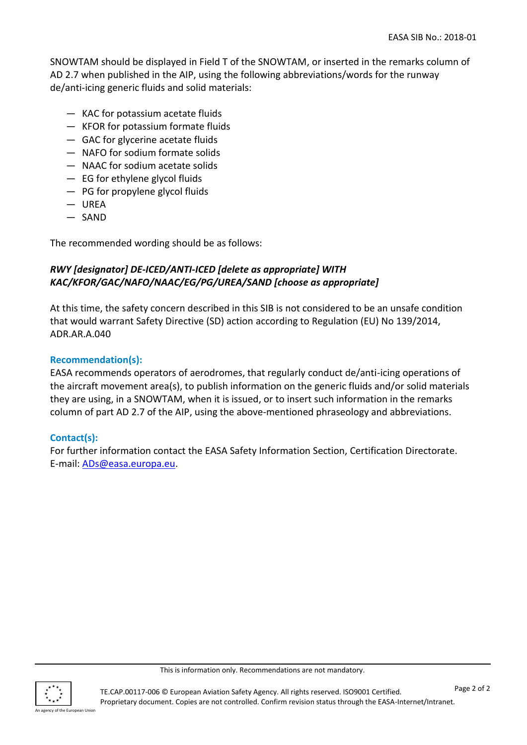SNOWTAM should be displayed in Field T of the SNOWTAM, or inserted in the remarks column of AD 2.7 when published in the AIP, using the following abbreviations/words for the runway de/anti-icing generic fluids and solid materials:

- KAC for potassium acetate fluids
- KFOR for potassium formate fluids
- GAC for glycerine acetate fluids
- NAFO for sodium formate solids
- NAAC for sodium acetate solids
- EG for ethylene glycol fluids
- PG for propylene glycol fluids
- UREA
- SAND

The recommended wording should be as follows:

***RWY [designator] DE-ICED/ANTI-ICED [delete as appropriate] WITH KAC/KFOR/GAC/NAFO/NAAC/EG/PG/UREA/SAND [choose as appropriate]***

At this time, the safety concern described in this SIB is not considered to be an unsafe condition that would warrant Safety Directive (SD) action according to Regulation (EU) No 139/2014, ADR.AR.A.040

## Recommendation(s):

EASA recommends operators of aerodromes, that regularly conduct de/anti-icing operations of the aircraft movement area(s), to publish information on the generic fluids and/or solid materials they are using, in a SNOWTAM, when it is issued, or to insert such information in the remarks column of part AD 2.7 of the AIP, using the above-mentioned phraseology and abbreviations.

## Contact(s):

For further information contact the EASA Safety Information Section, Certification Directorate.
E-mail: ADs@easa.europa.eu.

This is information only. Recommendations are not mandatory.

TE.CAP.00117-006 © European Aviation Safety Agency. All rights reserved. ISO9001 Certified.
Proprietary document. Copies are not controlled. Confirm revision status through the EASA-Internet/Intranet.